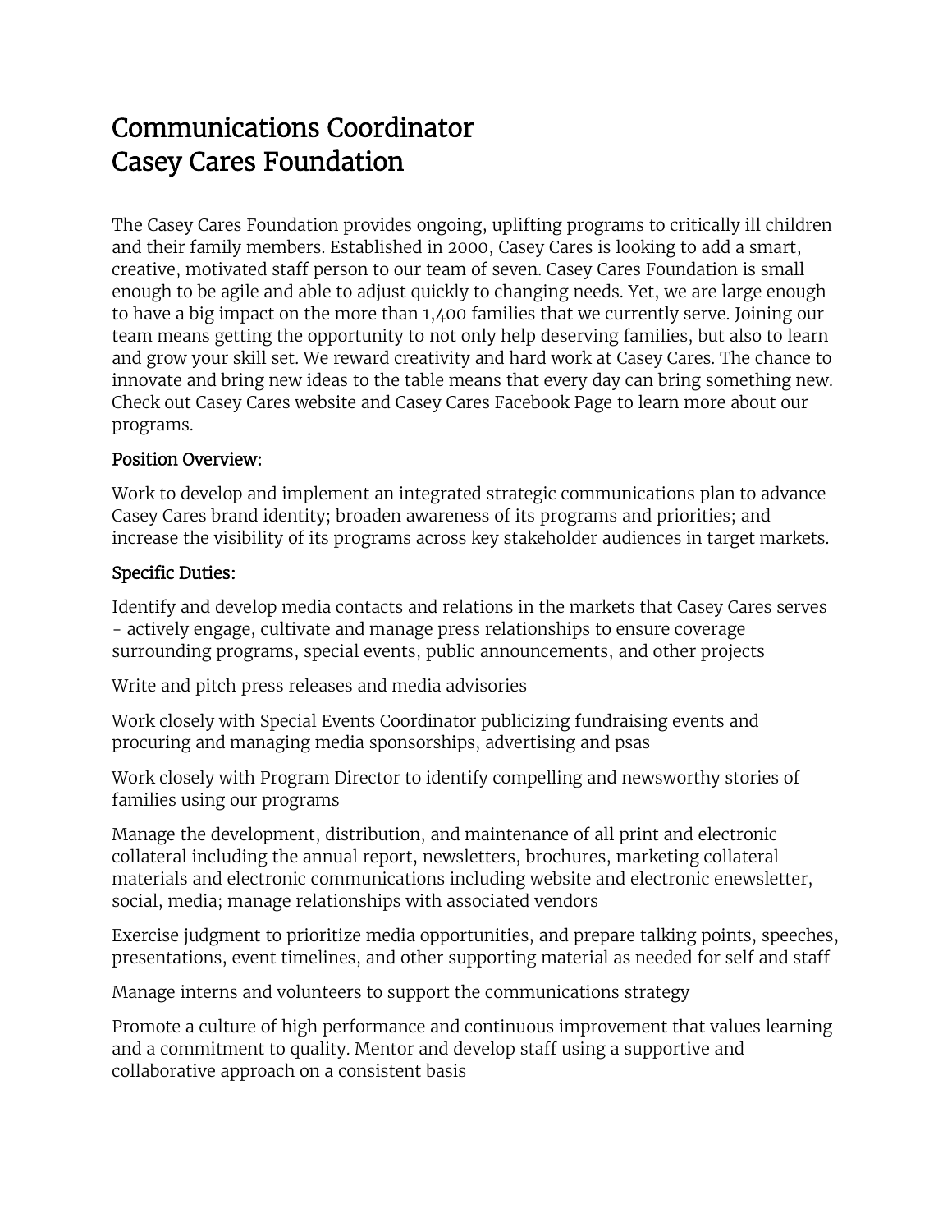# Communications Coordinator
# Casey Cares Foundation

The Casey Cares Foundation provides ongoing, uplifting programs to critically ill children and their family members. Established in 2000, Casey Cares is looking to add a smart, creative, motivated staff person to our team of seven. Casey Cares Foundation is small enough to be agile and able to adjust quickly to changing needs. Yet, we are large enough to have a big impact on the more than 1,400 families that we currently serve. Joining our team means getting the opportunity to not only help deserving families, but also to learn and grow your skill set. We reward creativity and hard work at Casey Cares. The chance to innovate and bring new ideas to the table means that every day can bring something new. Check out Casey Cares website and Casey Cares Facebook Page to learn more about our programs.

## Position Overview:

Work to develop and implement an integrated strategic communications plan to advance Casey Cares brand identity; broaden awareness of its programs and priorities; and increase the visibility of its programs across key stakeholder audiences in target markets.

## Specific Duties:

Identify and develop media contacts and relations in the markets that Casey Cares serves - actively engage, cultivate and manage press relationships to ensure coverage surrounding programs, special events, public announcements, and other projects

Write and pitch press releases and media advisories

Work closely with Special Events Coordinator publicizing fundraising events and procuring and managing media sponsorships, advertising and psas

Work closely with Program Director to identify compelling and newsworthy stories of families using our programs

Manage the development, distribution, and maintenance of all print and electronic collateral including the annual report, newsletters, brochures, marketing collateral materials and electronic communications including website and electronic enewsletter, social, media; manage relationships with associated vendors

Exercise judgment to prioritize media opportunities, and prepare talking points, speeches, presentations, event timelines, and other supporting material as needed for self and staff

Manage interns and volunteers to support the communications strategy

Promote a culture of high performance and continuous improvement that values learning and a commitment to quality. Mentor and develop staff using a supportive and collaborative approach on a consistent basis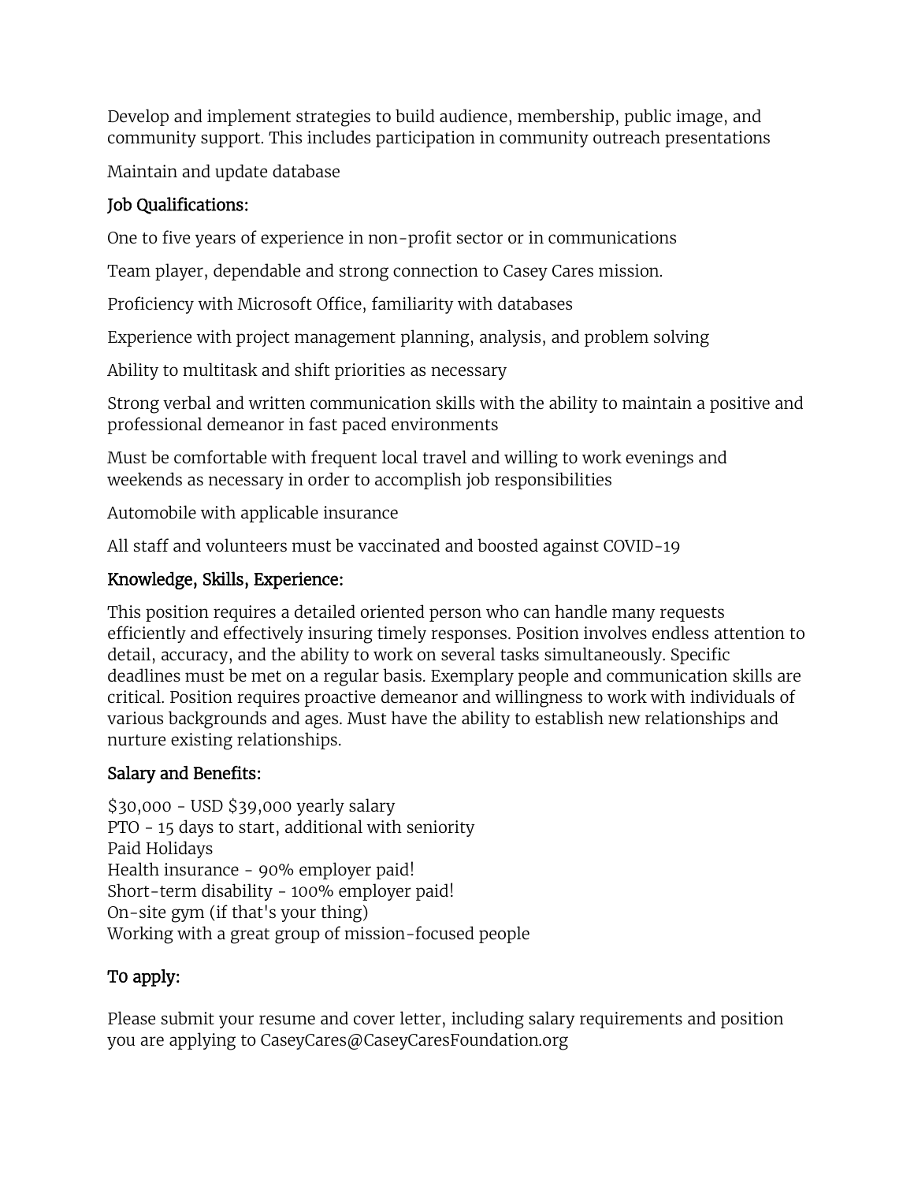Develop and implement strategies to build audience, membership, public image, and community support. This includes participation in community outreach presentations

Maintain and update database

## Job Qualifications:

One to five years of experience in non-profit sector or in communications

Team player, dependable and strong connection to Casey Cares mission.

Proficiency with Microsoft Office, familiarity with databases

Experience with project management planning, analysis, and problem solving

Ability to multitask and shift priorities as necessary

Strong verbal and written communication skills with the ability to maintain a positive and professional demeanor in fast paced environments

Must be comfortable with frequent local travel and willing to work evenings and weekends as necessary in order to accomplish job responsibilities

Automobile with applicable insurance

All staff and volunteers must be vaccinated and boosted against COVID-19

## Knowledge, Skills, Experience:

This position requires a detailed oriented person who can handle many requests efficiently and effectively insuring timely responses. Position involves endless attention to detail, accuracy, and the ability to work on several tasks simultaneously. Specific deadlines must be met on a regular basis. Exemplary people and communication skills are critical. Position requires proactive demeanor and willingness to work with individuals of various backgrounds and ages. Must have the ability to establish new relationships and nurture existing relationships.

## Salary and Benefits:

$30,000 - USD $39,000 yearly salary
PTO - 15 days to start, additional with seniority
Paid Holidays
Health insurance - 90% employer paid!
Short-term disability - 100% employer paid!
On-site gym (if that's your thing)
Working with a great group of mission-focused people

## TO apply:

Please submit your resume and cover letter, including salary requirements and position you are applying to CaseyCares@CaseyCaresFoundation.org